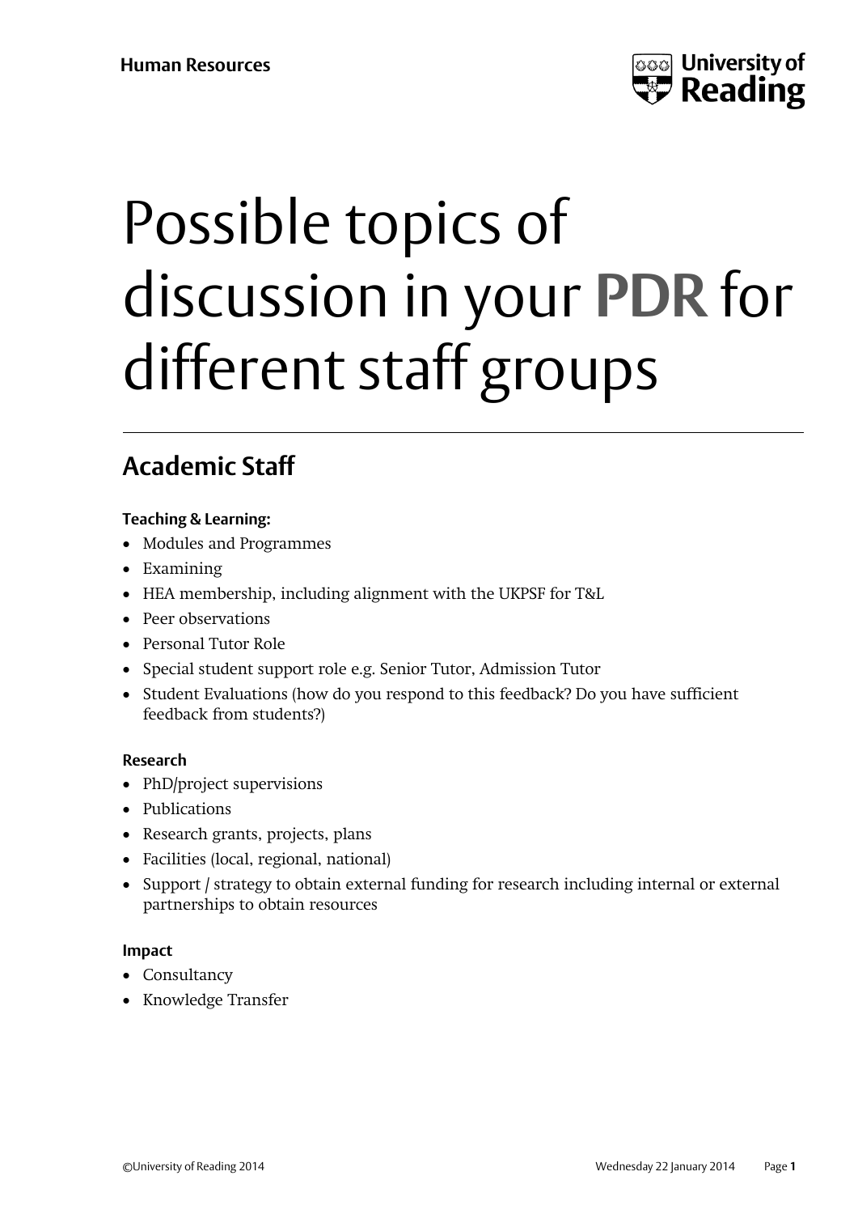# Possible topics of discussion in your **PDR** for different staff groups

## Academic Staff

**Teaching & Learning:**

- Modules and Programmes
- Examining
- HEA membership, including alignment with the UKPSF for T&L
- Peer observations
- Personal Tutor Role
- Special student support role e.g. Senior Tutor, Admission Tutor
- Student Evaluations (how do you respond to this feedback? Do you have sufficient feedback from students?)

**Research**

- PhD/project supervisions
- Publications
- Research grants, projects, plans
- Facilities (local, regional, national)
- Support / strategy to obtain external funding for research including internal or external partnerships to obtain resources

**Impact**

- Consultancy
- Knowledge Transfer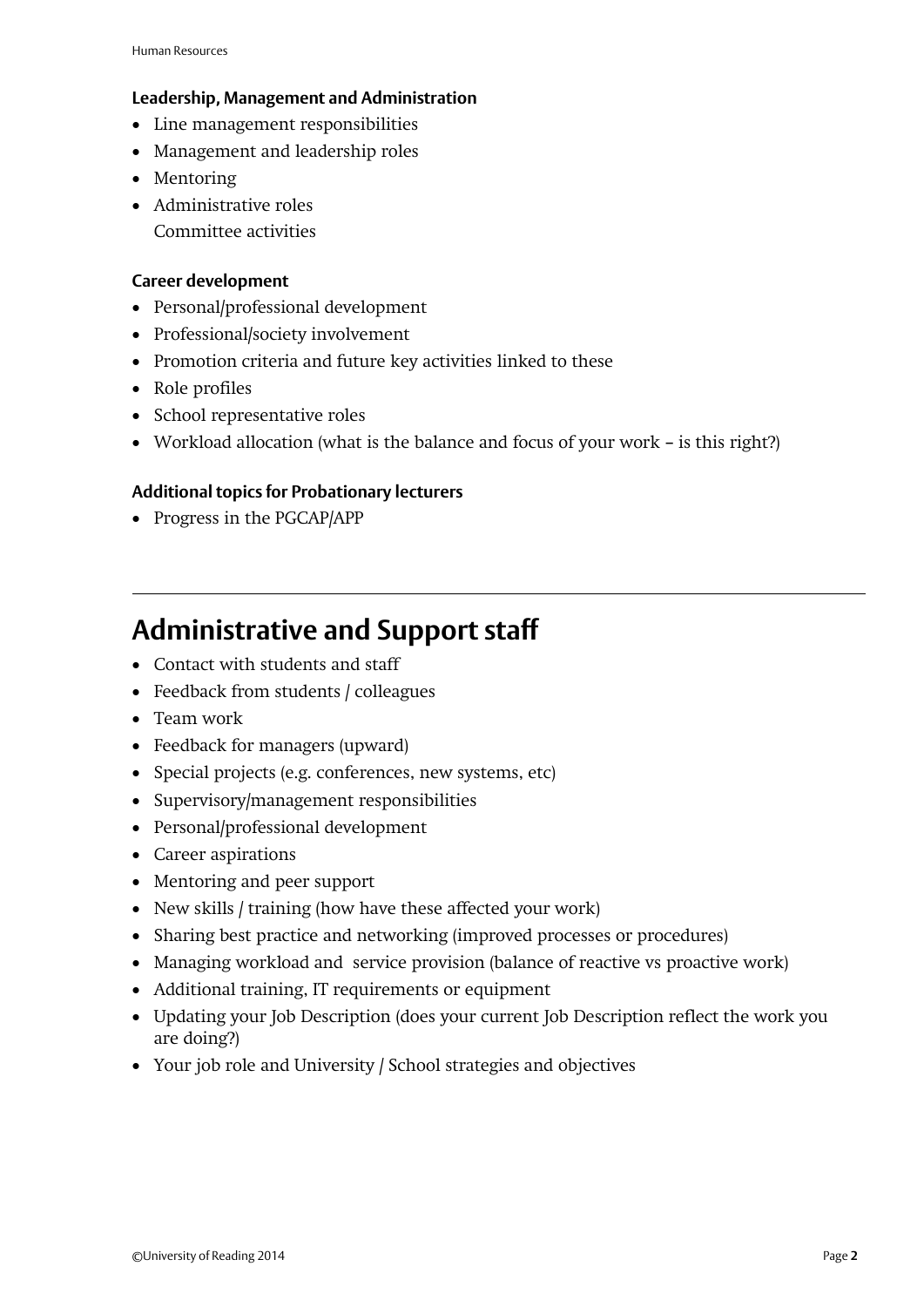**Leadership, Management and Administration**

- Line management responsibilities
- Management and leadership roles
- Mentoring
- Administrative roles
  Committee activities

**Career development**

- Personal/professional development
- Professional/society involvement
- Promotion criteria and future key activities linked to these
- Role profiles
- School representative roles
- Workload allocation (what is the balance and focus of your work – is this right?)

**Additional topics for Probationary lecturers**

- Progress in the PGCAP/APP

---

# Administrative and Support staff

- Contact with students and staff
- Feedback from students / colleagues
- Team work
- Feedback for managers (upward)
- Special projects (e.g. conferences, new systems, etc)
- Supervisory/management responsibilities
- Personal/professional development
- Career aspirations
- Mentoring and peer support
- New skills / training (how have these affected your work)
- Sharing best practice and networking (improved processes or procedures)
- Managing workload and service provision (balance of reactive vs proactive work)
- Additional training, IT requirements or equipment
- Updating your Job Description (does your current Job Description reflect the work you are doing?)
- Your job role and University / School strategies and objectives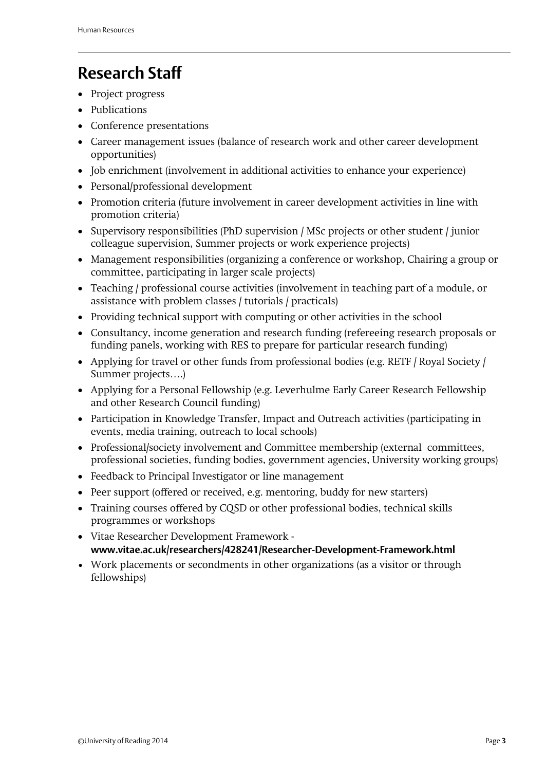## Research Staff

- Project progress
- Publications
- Conference presentations
- Career management issues (balance of research work and other career development opportunities)
- Job enrichment (involvement in additional activities to enhance your experience)
- Personal/professional development
- Promotion criteria (future involvement in career development activities in line with promotion criteria)
- Supervisory responsibilities (PhD supervision / MSc projects or other student / junior colleague supervision, Summer projects or work experience projects)
- Management responsibilities (organizing a conference or workshop, Chairing a group or committee, participating in larger scale projects)
- Teaching / professional course activities (involvement in teaching part of a module, or assistance with problem classes / tutorials / practicals)
- Providing technical support with computing or other activities in the school
- Consultancy, income generation and research funding (refereeing research proposals or funding panels, working with RES to prepare for particular research funding)
- Applying for travel or other funds from professional bodies (e.g. RETF / Royal Society / Summer projects….)
- Applying for a Personal Fellowship (e.g. Leverhulme Early Career Research Fellowship and other Research Council funding)
- Participation in Knowledge Transfer, Impact and Outreach activities (participating in events, media training, outreach to local schools)
- Professional/society involvement and Committee membership (external committees, professional societies, funding bodies, government agencies, University working groups)
- Feedback to Principal Investigator or line management
- Peer support (offered or received, e.g. mentoring, buddy for new starters)
- Training courses offered by CQSD or other professional bodies, technical skills programmes or workshops
- Vitae Researcher Development Framework - **www.vitae.ac.uk/researchers/428241/Researcher-Development-Framework.html**
- Work placements or secondments in other organizations (as a visitor or through fellowships)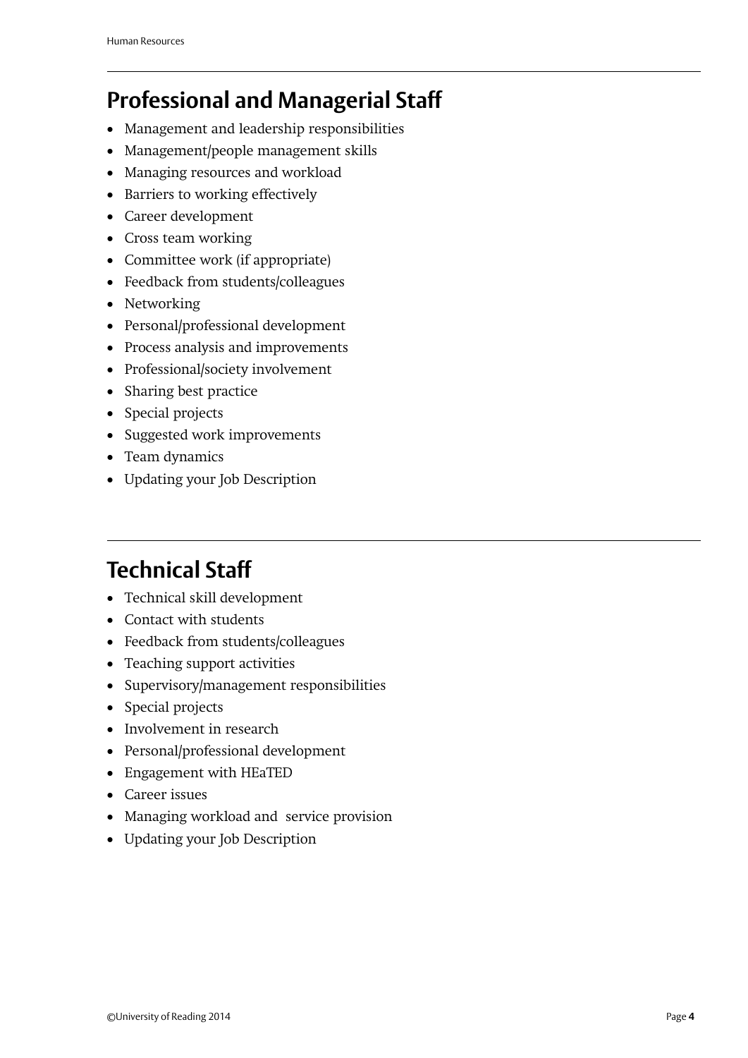## Professional and Managerial Staff

- Management and leadership responsibilities
- Management/people management skills
- Managing resources and workload
- Barriers to working effectively
- Career development
- Cross team working
- Committee work (if appropriate)
- Feedback from students/colleagues
- Networking
- Personal/professional development
- Process analysis and improvements
- Professional/society involvement
- Sharing best practice
- Special projects
- Suggested work improvements
- Team dynamics
- Updating your Job Description

## Technical Staff

- Technical skill development
- Contact with students
- Feedback from students/colleagues
- Teaching support activities
- Supervisory/management responsibilities
- Special projects
- Involvement in research
- Personal/professional development
- Engagement with HEaTED
- Career issues
- Managing workload and service provision
- Updating your Job Description